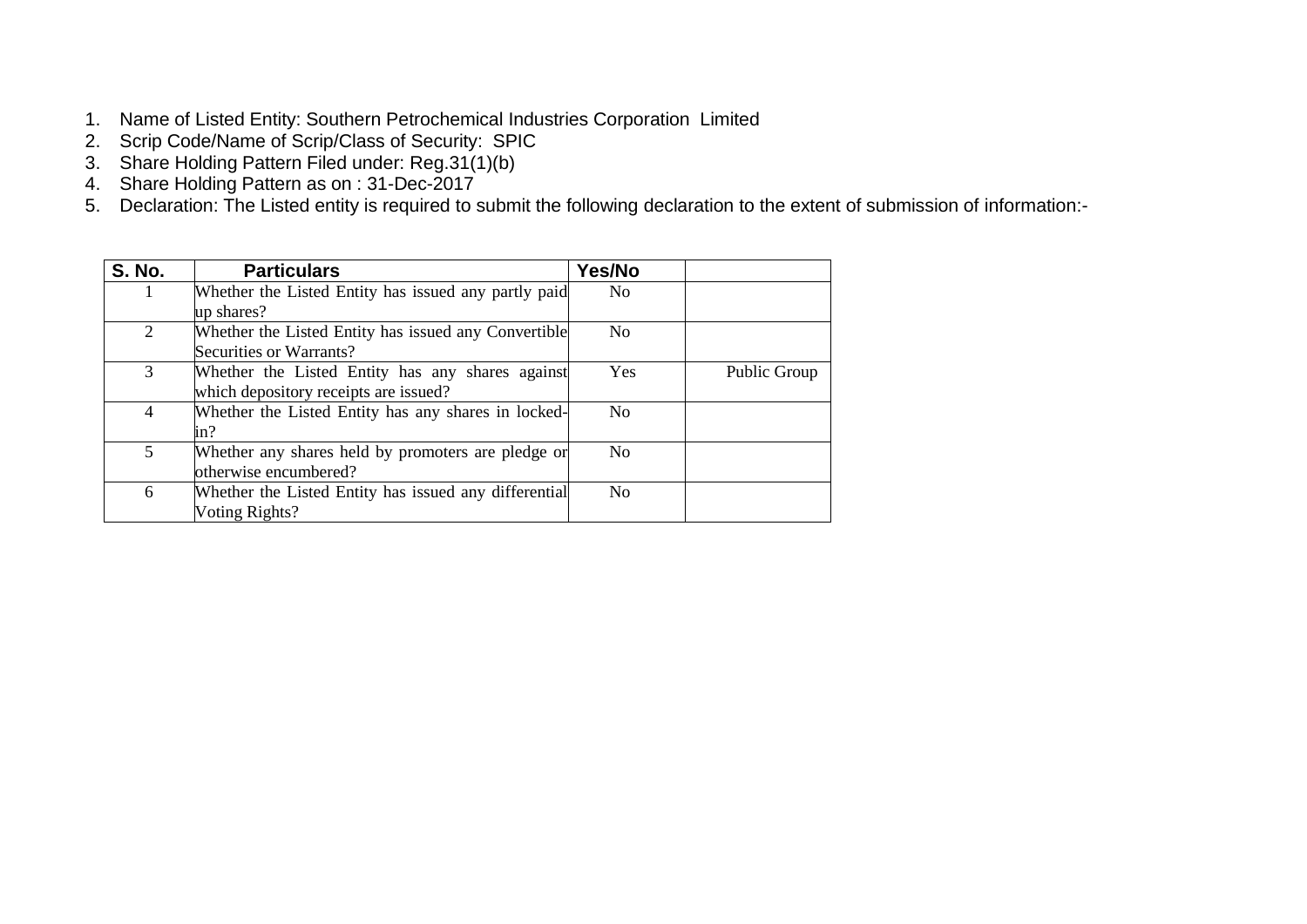1. Name of Listed Entity: Southern Petrochemical Industries Corporation Limited
2. Scrip Code/Name of Scrip/Class of Security: SPIC
3. Share Holding Pattern Filed under: Reg.31(1)(b)
4. Share Holding Pattern as on : 31-Dec-2017
5. Declaration: The Listed entity is required to submit the following declaration to the extent of submission of information:-

| S. No. | Particulars | Yes/No | |
|---|---|---|---|
| 1 | Whether the Listed Entity has issued any partly paid up shares? | No | |
| 2 | Whether the Listed Entity has issued any Convertible Securities or Warrants? | No | |
| 3 | Whether the Listed Entity has any shares against which depository receipts are issued? | Yes | Public Group |
| 4 | Whether the Listed Entity has any shares in locked-in? | No | |
| 5 | Whether any shares held by promoters are pledge or otherwise encumbered? | No | |
| 6 | Whether the Listed Entity has issued any differential Voting Rights? | No | |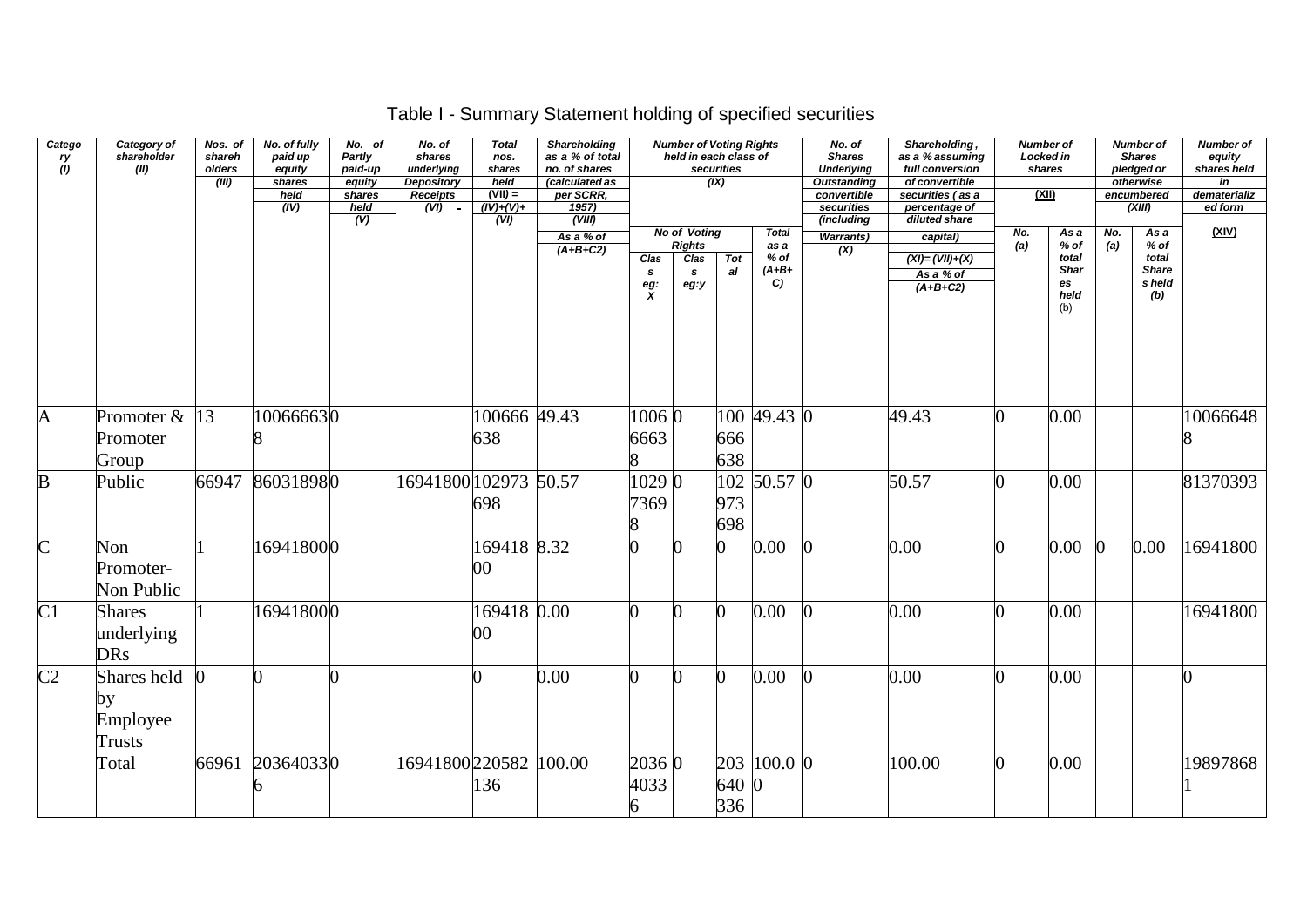# Table I - Summary Statement holding of specified securities

| Category (I) | Category of shareholder (II) | Nos. of shareholders (III) | No. of fully paid up equity shares held (IV) | No. of Partly paid-up equity shares held (V) | No. of shares underlying Depository Receipts (VI) | Total nos. shares held (VII) = (IV)+(V)+ (VI) | Shareholding as a % of total no. of shares (calculated as per SCRR, 1957) (VIII) As a % of (A+B+C2) | Number of Voting Rights held in each class of securities (IX) | | | | No. of Shares Underlying Outstanding convertible securities (including Warrants) (X) | Shareholding, as a % assuming full conversion of convertible securities ( as a percentage of diluted share capital) (XI)= (VII)+(X) As a % of (A+B+C2) | Number of Locked in shares (XII) | | Number of Shares pledged or otherwise encumbered (XIII) | | Number of equity shares held in dematerialized form (XIV) |
|---|---|---|---|---|---|---|---|---|---|---|---|---|---|---|---|---|---|---|
| | | | | | | | | No of Voting Rights | | | Total as a % of (A+B+C) | | | No. (a) | As a % of total Shares held (b) | No. (a) | As a % of total Shares held (b) | |
| | | | | | | | | Class eg: X | Class eg:y | Total | | | | | | | | |
| A | Promoter & Promoter Group | 13 | 100666638 | 0 | | 100666638 | 49.43 | 100666638 | 0 | 100666638 | 49.43 | 0 | 49.43 | 0 | 0.00 | | | 100666488 |
| B | Public | 66947 | 86031898 | 0 | 16941800 | 102973698 | 50.57 | 102973698 | 0 | 102973698 | 50.57 | 0 | 50.57 | 0 | 0.00 | | | 81370393 |
| C | Non Promoter- Non Public | 1 | 16941800 | 0 | | 16941800 | 8.32 | 0 | 0 | 0 | 0.00 | 0 | 0.00 | 0 | 0.00 | 0 | 0.00 | 16941800 |
| C1 | Shares underlying DRs | 1 | 16941800 | 0 | | 16941800 | 0.00 | 0 | 0 | 0 | 0.00 | 0 | 0.00 | 0 | 0.00 | | | 16941800 |
| C2 | Shares held by Employee Trusts | 0 | 0 | 0 | | 0 | 0.00 | 0 | 0 | 0 | 0.00 | 0 | 0.00 | 0 | 0.00 | | | 0 |
| | Total | 66961 | 203640336 | 0 | 16941800 | 220582136 | 100.00 | 203640336 | 0 | 203640336 | 100.00 | 0 | 100.00 | 0 | 0.00 | | | 198978681 |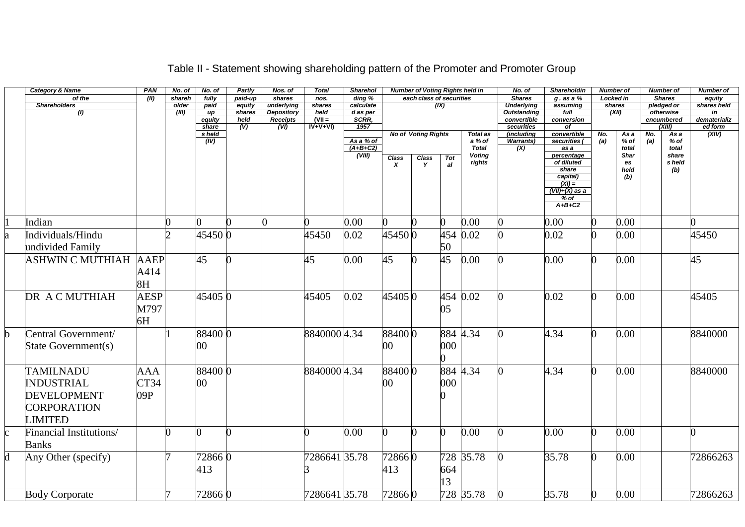# Table II - Statement showing shareholding pattern of the Promoter and Promoter Group

| | Category & Name of the Shareholders (I) | PAN (II) | No. of shareholder (III) | No. of fully paid up equity share s held (IV) | Partly paid-up equity shares held (V) | Nos. of shares underlying Depository Receipts (VI) | Total nos. shares held (VII = IV+V+VI) | Shareholding % calculated as per SCRR, 1957 As a % of (A+B+C2) (VIII) | Number of Voting Rights held in each class of securities (IX) | | | | No. of Shares Underlying Outstanding convertible securities (including Warrants) (X) | Shareholding , as a % assuming full conversion of convertible securities ( as a percentage of diluted share capital) (XI) = (VII)+(X) as a % of A+B+C2 | Number of Locked in shares (XII) | | Number of Shares pledged or otherwise encumbered (XIII) | | Number of equity shares held in dematerialized form (XIV) |
|---|---|---|---|---|---|---|---|---|---|---|---|---|---|---|---|---|---|---|---|
| | | | | | | | | | No of Voting Rights | | | Total as a % of Total Voting rights | | | No. (a) | As a % of total Shares held (b) | No. (a) | As a % of total shares held (b) | |
| | | | | | | | | | Class X | Class Y | Total | | | | | | | | |
| 1 | Indian | | 0 | 0 | 0 | 0 | 0 | 0.00 | 0 | 0 | 0 | 0.00 | 0 | 0.00 | 0 | 0.00 | | | 0 |
| a | Individuals/Hindu undivided Family | | 2 | 45450 | 0 | | 45450 | 0.02 | 45450 | 0 | 45450 | 0.02 | 0 | 0.02 | 0 | 0.00 | | | 45450 |
| | ASHWIN C MUTHIAH | AAEPA4148H | | 45 | 0 | | 45 | 0.00 | 45 | 0 | 45 | 0.00 | 0 | 0.00 | 0 | 0.00 | | | 45 |
| | DR A C MUTHIAH | AESPM7976H | | 45405 | 0 | | 45405 | 0.02 | 45405 | 0 | 45405 | 0.02 | 0 | 0.02 | 0 | 0.00 | | | 45405 |
| b | Central Government/ State Government(s) | | 1 | 8840000 | 0 | | 8840000 | 4.34 | 8840000 | 0 | 8840000 | 4.34 | 0 | 4.34 | 0 | 0.00 | | | 8840000 |
| | TAMILNADU INDUSTRIAL DEVELOPMENT CORPORATION LIMITED | AAACT3409P | | 8840000 | 0 | | 8840000 | 4.34 | 8840000 | 0 | 8840000 | 4.34 | 0 | 4.34 | 0 | 0.00 | | | 8840000 |
| c | Financial Institutions/ Banks | | 0 | 0 | 0 | | 0 | 0.00 | 0 | 0 | 0 | 0.00 | 0 | 0.00 | 0 | 0.00 | | | 0 |
| d | Any Other (specify) | | 7 | 72866413 | 0 | | 72866413 | 35.78 | 72866413 | 0 | 72866413 | 35.78 | 0 | 35.78 | 0 | 0.00 | | | 72866263 |
| | Body Corporate | | 7 | 72866 | 0 | | 7286641 | 35.78 | 72866 | 0 | 728 | 35.78 | 0 | 35.78 | 0 | 0.00 | | | 72866263 |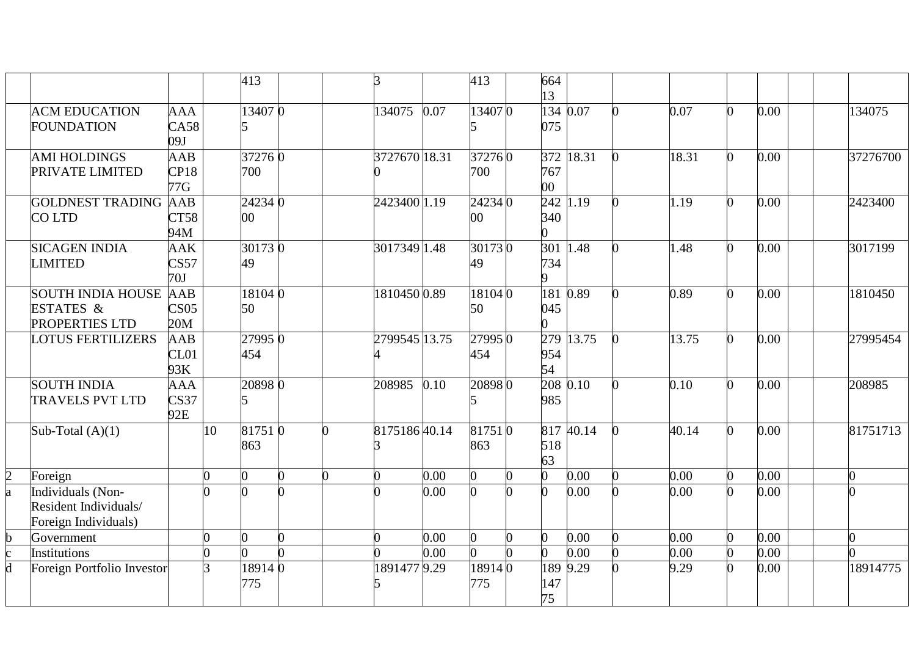| | | | | | | | | | | | | | | | | | | | |
|---|---|---|---|---|---|---|---|---|---|---|---|---|---|---|---|---|---|---|---|
| | | | | 413 | | | 3 | | 413 | | 66413 | | | | | | | | |
| | ACM EDUCATION FOUNDATION | AAACA5809J | | 134075 | 0 | | 134075 | 0.07 | 134075 | 0 | 134075 | 0.07 | 0 | 0.07 | 0 | 0.00 | | | 134075 |
| | AMI HOLDINGS PRIVATE LIMITED | AABCP1877G | | 37276700 | 0 | | 37276700 | 18.31 | 37276700 | 0 | 37276700 | 18.31 | 0 | 18.31 | 0 | 0.00 | | | 37276700 |
| | GOLDNEST TRADING CO LTD | AABCT5894M | | 2423400 | 0 | | 2423400 | 1.19 | 2423400 | 0 | 2423400 | 1.19 | 0 | 1.19 | 0 | 0.00 | | | 2423400 |
| | SICAGEN INDIA LIMITED | AAKCS5770J | | 3017349 | 0 | | 3017349 | 1.48 | 3017349 | 0 | 3017349 | 1.48 | 0 | 1.48 | 0 | 0.00 | | | 3017199 |
| | SOUTH INDIA HOUSE ESTATES & PROPERTIES LTD | AABCS0520M | | 1810450 | 0 | | 1810450 | 0.89 | 1810450 | 0 | 1810450 | 0.89 | 0 | 0.89 | 0 | 0.00 | | | 1810450 |
| | LOTUS FERTILIZERS | AABCL0193K | | 27995454 | 0 | | 27995454 | 13.75 | 27995454 | 0 | 27995454 | 13.75 | 0 | 13.75 | 0 | 0.00 | | | 27995454 |
| | SOUTH INDIA TRAVELS PVT LTD | AAACS3792E | | 208985 | 0 | | 208985 | 0.10 | 208985 | 0 | 208985 | 0.10 | 0 | 0.10 | 0 | 0.00 | | | 208985 |
| | Sub-Total (A)(1) | | 10 | 81751863 | 0 | 0 | 81751863 | 40.14 | 81751863 | 0 | 81751863 | 40.14 | 0 | 40.14 | 0 | 0.00 | | | 81751713 |
| 2 | Foreign | | 0 | 0 | 0 | 0 | 0 | 0.00 | 0 | 0 | 0 | 0.00 | 0 | 0.00 | 0 | 0.00 | | | 0 |
| a | Individuals (Non-Resident Individuals/ Foreign Individuals) | | 0 | 0 | 0 | | 0 | 0.00 | 0 | 0 | 0 | 0.00 | 0 | 0.00 | 0 | 0.00 | | | 0 |
| b | Government | | 0 | 0 | 0 | | 0 | 0.00 | 0 | 0 | 0 | 0.00 | 0 | 0.00 | 0 | 0.00 | | | 0 |
| c | Institutions | | 0 | 0 | 0 | | 0 | 0.00 | 0 | 0 | 0 | 0.00 | 0 | 0.00 | 0 | 0.00 | | | 0 |
| d | Foreign Portfolio Investor | | 3 | 18914775 | 0 | | 18914775 | 9.29 | 18914775 | 0 | 18914775 | 9.29 | 0 | 9.29 | 0 | 0.00 | | | 18914775 |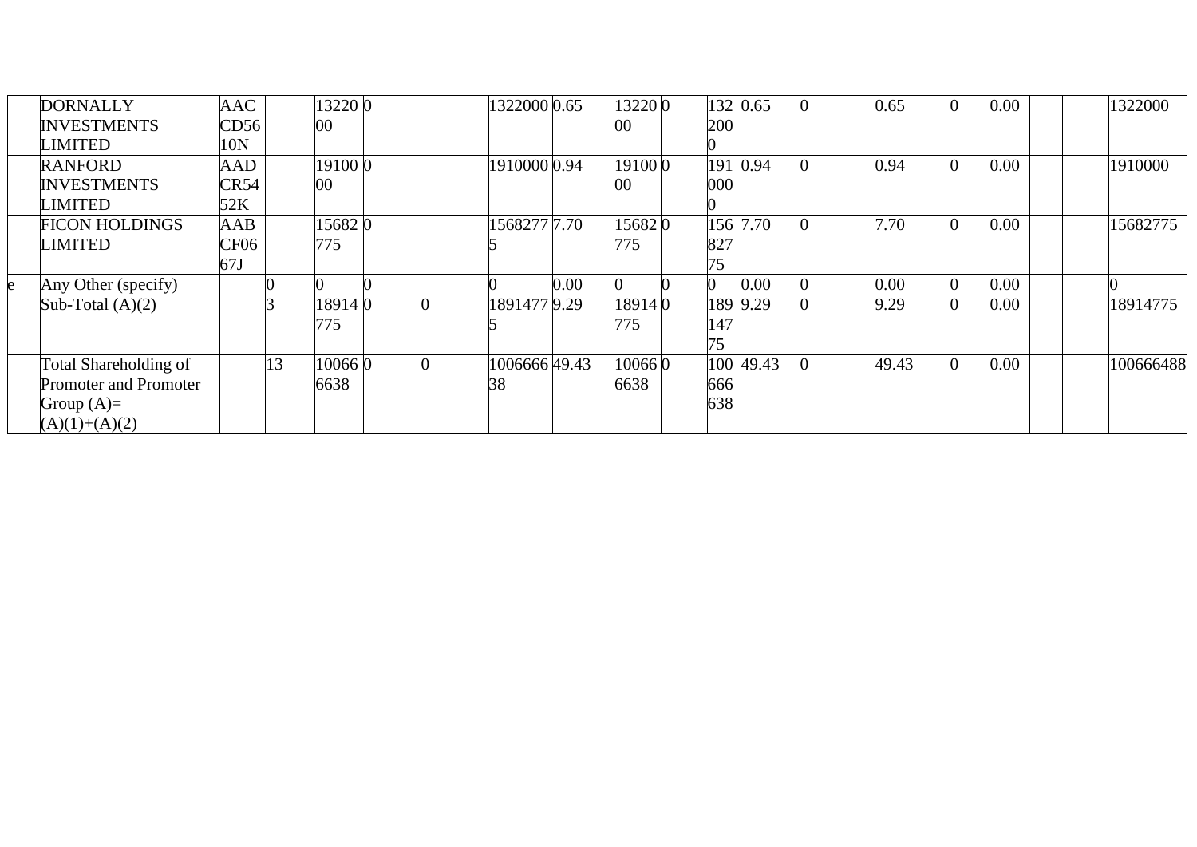|  |  |  |  |  |  |  |  |  |  |  |  |  |  |  |  |  |  |  |  |
|---|---|---|---|---|---|---|---|---|---|---|---|---|---|---|---|---|---|---|---|
|  | DORNALLY INVESTMENTS LIMITED | AACCD5610N |  | 1322000 | 0 |  | 1322000 | 0.65 | 1322000 | 0 | 1322000 | 0.65 | 0 | 0.65 | 0 | 0.00 |  |  | 1322000 |
|  | RANFORD INVESTMENTS LIMITED | AADCR5452K |  | 1910000 | 0 |  | 1910000 | 0.94 | 1910000 | 0 | 1910000 | 0.94 | 0 | 0.94 | 0 | 0.00 |  |  | 1910000 |
|  | FICON HOLDINGS LIMITED | AABCF0667J |  | 15682775 | 0 |  | 15682775 | 7.70 | 15682775 | 0 | 15682775 | 7.70 | 0 | 7.70 | 0 | 0.00 |  |  | 15682775 |
| e | Any Other (specify) |  | 0 | 0 | 0 |  | 0 | 0.00 | 0 | 0 | 0 | 0.00 | 0 | 0.00 | 0 | 0.00 |  |  | 0 |
|  | Sub-Total (A)(2) |  | 3 | 18914775 | 0 | 0 | 18914775 | 9.29 | 18914775 | 0 | 18914775 | 9.29 | 0 | 9.29 | 0 | 0.00 |  |  | 18914775 |
|  | Total Shareholding of Promoter and Promoter Group (A)= (A)(1)+(A)(2) |  | 13 | 100666638 | 0 | 0 | 100666638 | 49.43 | 100666638 | 0 | 100666638 | 49.43 | 0 | 49.43 | 0 | 0.00 |  |  | 100666488 |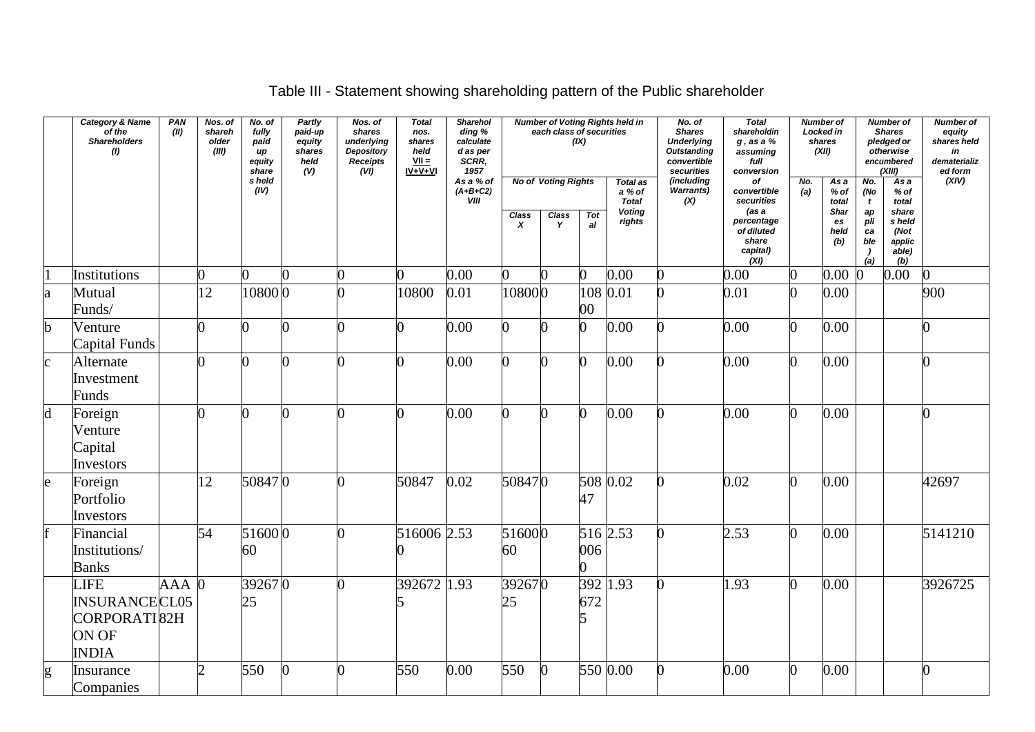# Table III - Statement showing shareholding pattern of the Public shareholder

| | Category & Name of the Shareholders (I) | PAN (II) | Nos. of shareholder (III) | No. of fully paid up equity share s held (IV) | Partly paid-up equity shares held (V) | Nos. of shares underlying Depository Receipts (VI) | Total nos. shares held VII = IV+V+VI | Shareholding % calculated as per SCRR, 1957 As a % of (A+B+C2) VIII | Number of Voting Rights held in each class of securities (IX) | | | | No. of Shares Underlying Outstanding convertible securities (including Warrants) (X) | Total shareholding , as a % assuming full conversion of convertible securities (as a percentage of diluted share capital) (XI) | Number of Locked in shares (XII) | | Number of Shares pledged or otherwise encumbered (XIII) | | Number of equity shares held in dematerialized form (XIV) |
|---|---|---|---|---|---|---|---|---|---|---|---|---|---|---|---|---|---|---|---|
| | | | | | | | | | No of Voting Rights | | | Total as a % of Total Voting rights | | | No. (a) | As a % of total Shares held (b) | No. (Not applicable) (a) | As a % of total shares held (Not applicable) (b) | |
| | | | | | | | | | Class X | Class Y | Total | | | | | | | | |
| 1 | Institutions | | 0 | 0 | 0 | 0 | 0 | 0.00 | 0 | 0 | 0 | 0.00 | 0 | 0.00 | 0 | 0.00 | 0 | 0.00 | 0 |
| a | Mutual Funds/ | | 12 | 10800 | 0 | 0 | 10800 | 0.01 | 10800 | 0 | 10800 | 0.01 | 0 | 0.01 | 0 | 0.00 | | | 900 |
| b | Venture Capital Funds | | 0 | 0 | 0 | 0 | 0 | 0.00 | 0 | 0 | 0 | 0.00 | 0 | 0.00 | 0 | 0.00 | | | 0 |
| c | Alternate Investment Funds | | 0 | 0 | 0 | 0 | 0 | 0.00 | 0 | 0 | 0 | 0.00 | 0 | 0.00 | 0 | 0.00 | | | 0 |
| d | Foreign Venture Capital Investors | | 0 | 0 | 0 | 0 | 0 | 0.00 | 0 | 0 | 0 | 0.00 | 0 | 0.00 | 0 | 0.00 | | | 0 |
| e | Foreign Portfolio Investors | | 12 | 50847 | 0 | 0 | 50847 | 0.02 | 50847 | 0 | 50847 | 0.02 | 0 | 0.02 | 0 | 0.00 | | | 42697 |
| f | Financial Institutions/ Banks | | 54 | 5160060 | 0 | 0 | 5160060 | 2.53 | 5160060 | 0 | 5160060 | 2.53 | 0 | 2.53 | 0 | 0.00 | | | 5141210 |
| | LIFE INSURANCE CORPORATION OF INDIA | AAACL0582H | 0 | 3926725 | 0 | 0 | 3926725 | 1.93 | 3926725 | 0 | 3926725 | 1.93 | 0 | 1.93 | 0 | 0.00 | | | 3926725 |
| g | Insurance Companies | | 2 | 550 | 0 | 0 | 550 | 0.00 | 550 | 0 | 550 | 0.00 | 0 | 0.00 | 0 | 0.00 | | | 0 |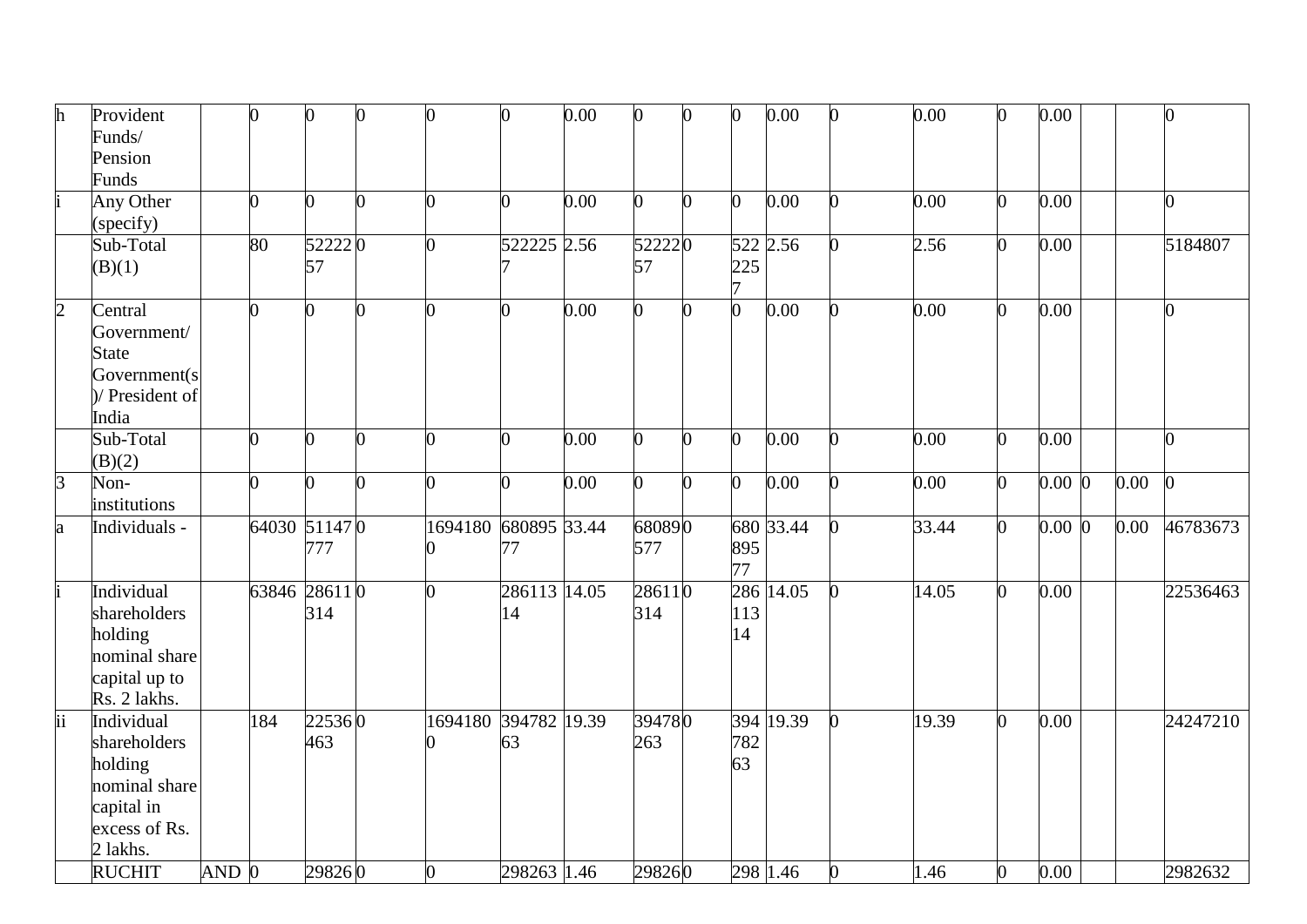| h | Provident Funds/ Pension Funds | | 0 | 0 | 0 | 0 | 0 | 0.00 | 0 | 0 | 0 | 0.00 | 0 | 0.00 | 0 | 0.00 | | | 0 |
|---|---|---|---|---|---|---|---|---|---|---|---|---|---|---|---|---|---|---|---|
| i | Any Other (specify) | | 0 | 0 | 0 | 0 | 0 | 0.00 | 0 | 0 | 0 | 0.00 | 0 | 0.00 | 0 | 0.00 | | | 0 |
| | Sub-Total (B)(1) | | 80 | 5222257 | 0 | 0 | 5222257 | 2.56 | 5222257 | 0 | 5222257 | 2.56 | 0 | 2.56 | 0 | 0.00 | | | 5184807 |
| 2 | Central Government/ State Government(s)/ President of India | | 0 | 0 | 0 | 0 | 0 | 0.00 | 0 | 0 | 0 | 0.00 | 0 | 0.00 | 0 | 0.00 | | | 0 |
| | Sub-Total (B)(2) | | 0 | 0 | 0 | 0 | 0 | 0.00 | 0 | 0 | 0 | 0.00 | 0 | 0.00 | 0 | 0.00 | | | 0 |
| 3 | Non-institutions | | 0 | 0 | 0 | 0 | 0 | 0.00 | 0 | 0 | 0 | 0.00 | 0 | 0.00 | 0 | 0.00 | 0 | 0.00 | 0 |
| a | Individuals - | | 64030 | 51147777 | 0 | 16941800 | 68089577 | 33.44 | 68089577 | 0 | 68089577 | 33.44 | 0 | 33.44 | 0 | 0.00 | 0 | 0.00 | 46783673 |
| i | Individual shareholders holding nominal share capital up to Rs. 2 lakhs. | | 63846 | 28611314 | 0 | 0 | 28611314 | 14.05 | 28611314 | 0 | 28611314 | 14.05 | 0 | 14.05 | 0 | 0.00 | | | 22536463 |
| ii | Individual shareholders holding nominal share capital in excess of Rs. 2 lakhs. | | 184 | 22536463 | 0 | 16941800 | 39478263 | 19.39 | 39478263 | 0 | 39478263 | 19.39 | 0 | 19.39 | 0 | 0.00 | | | 24247210 |
| | RUCHIT | AND | 0 | 29826 | 0 | 0 | 298263 | 1.46 | 29826 | 0 | 298 | 1.46 | 0 | 1.46 | 0 | 0.00 | | | 2982632 |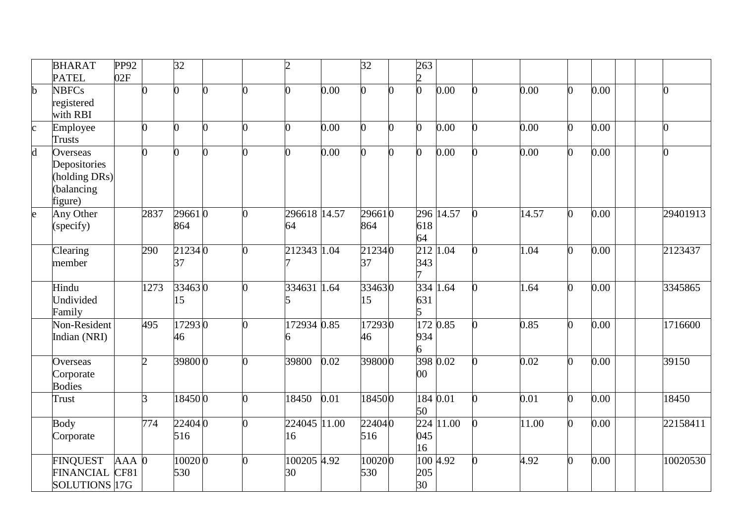|  | BHARAT PATEL | PP9202F |  | 32 |  |  | 2 |  | 32 |  | 2632 |  |  |  |  |  |  |  |  |
|---|---|---|---|---|---|---|---|---|---|---|---|---|---|---|---|---|---|---|---|
| b | NBFCs registered with RBI |  | 0 | 0 | 0 | 0 | 0 | 0.00 | 0 | 0 | 0 | 0.00 | 0 | 0.00 | 0 | 0.00 |  |  | 0 |
| c | Employee Trusts |  | 0 | 0 | 0 | 0 | 0 | 0.00 | 0 | 0 | 0 | 0.00 | 0 | 0.00 | 0 | 0.00 |  |  | 0 |
| d | Overseas Depositories (holding DRs) (balancing figure) |  | 0 | 0 | 0 | 0 | 0 | 0.00 | 0 | 0 | 0 | 0.00 | 0 | 0.00 | 0 | 0.00 |  |  | 0 |
| e | Any Other (specify) |  | 2837 | 29661864 | 0 | 0 | 29661864 | 14.57 | 29661864 | 0 | 29661864 | 14.57 | 0 | 14.57 | 0 | 0.00 |  |  | 29401913 |
|  | Clearing member |  | 290 | 2123437 | 0 | 0 | 2123437 | 1.04 | 2123437 | 0 | 2123437 | 1.04 | 0 | 1.04 | 0 | 0.00 |  |  | 2123437 |
|  | Hindu Undivided Family |  | 1273 | 3346315 | 0 | 0 | 3346315 | 1.64 | 3346315 | 0 | 3346315 | 1.64 | 0 | 1.64 | 0 | 0.00 |  |  | 3345865 |
|  | Non-Resident Indian (NRI) |  | 495 | 1729346 | 0 | 0 | 1729346 | 0.85 | 1729346 | 0 | 1729346 | 0.85 | 0 | 0.85 | 0 | 0.00 |  |  | 1716600 |
|  | Overseas Corporate Bodies |  | 2 | 39800 | 0 | 0 | 39800 | 0.02 | 39800 | 0 | 39800 | 0.02 | 0 | 0.02 | 0 | 0.00 |  |  | 39150 |
|  | Trust |  | 3 | 18450 | 0 | 0 | 18450 | 0.01 | 18450 | 0 | 18450 | 0.01 | 0 | 0.01 | 0 | 0.00 |  |  | 18450 |
|  | Body Corporate |  | 774 | 22404516 | 0 | 0 | 22404516 | 11.00 | 22404516 | 0 | 22404516 | 11.00 | 0 | 11.00 | 0 | 0.00 |  |  | 22158411 |
|  | FINQUEST FINANCIAL SOLUTIONS | AAACF8117G | 0 | 10020530 | 0 | 0 | 10020530 | 4.92 | 10020530 | 0 | 10020530 | 4.92 | 0 | 4.92 | 0 | 0.00 |  |  | 10020530 |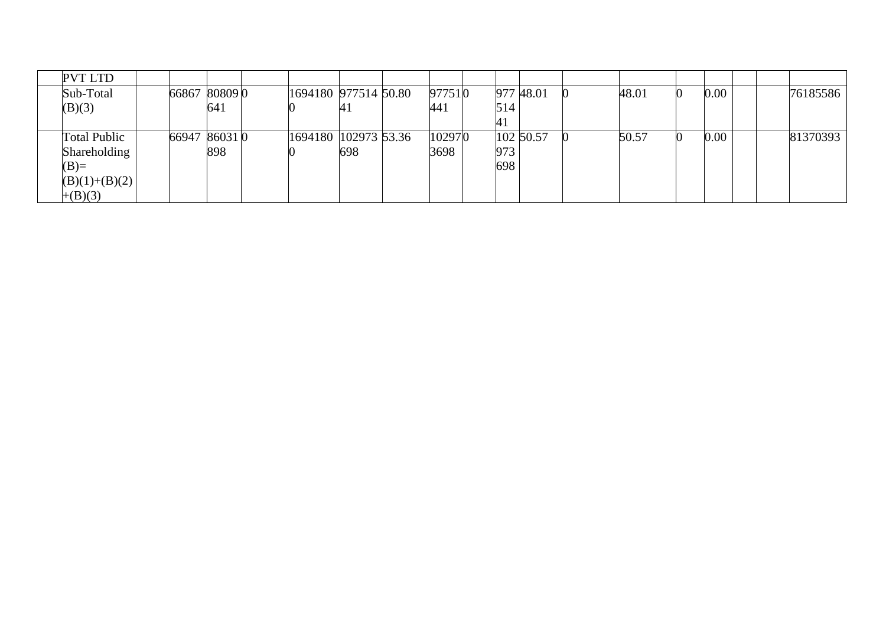| | PVT LTD | | | | | | | | | | | | | | | | | | | |
|---|---|---|---|---|---|---|---|---|---|---|---|---|---|---|---|---|---|---|---|---|
| | Sub-Total (B)(3) | | 66867 | 80809641 | 0 | | 16941800 | 97751441 | 50.80 | | 97751441 | 0 | | 97751441 | 48.01 | 0 | | 48.01 | 0 | 0.00 | | | 76185586 |
| | Total Public Shareholding (B)= (B)(1)+(B)(2) +(B)(3) | | 66947 | 86031898 | 0 | | 16941800 | 102973698 | 53.36 | | 102973698 | 0 | | 102973698 | 50.57 | 0 | | 50.57 | 0 | 0.00 | | | 81370393 |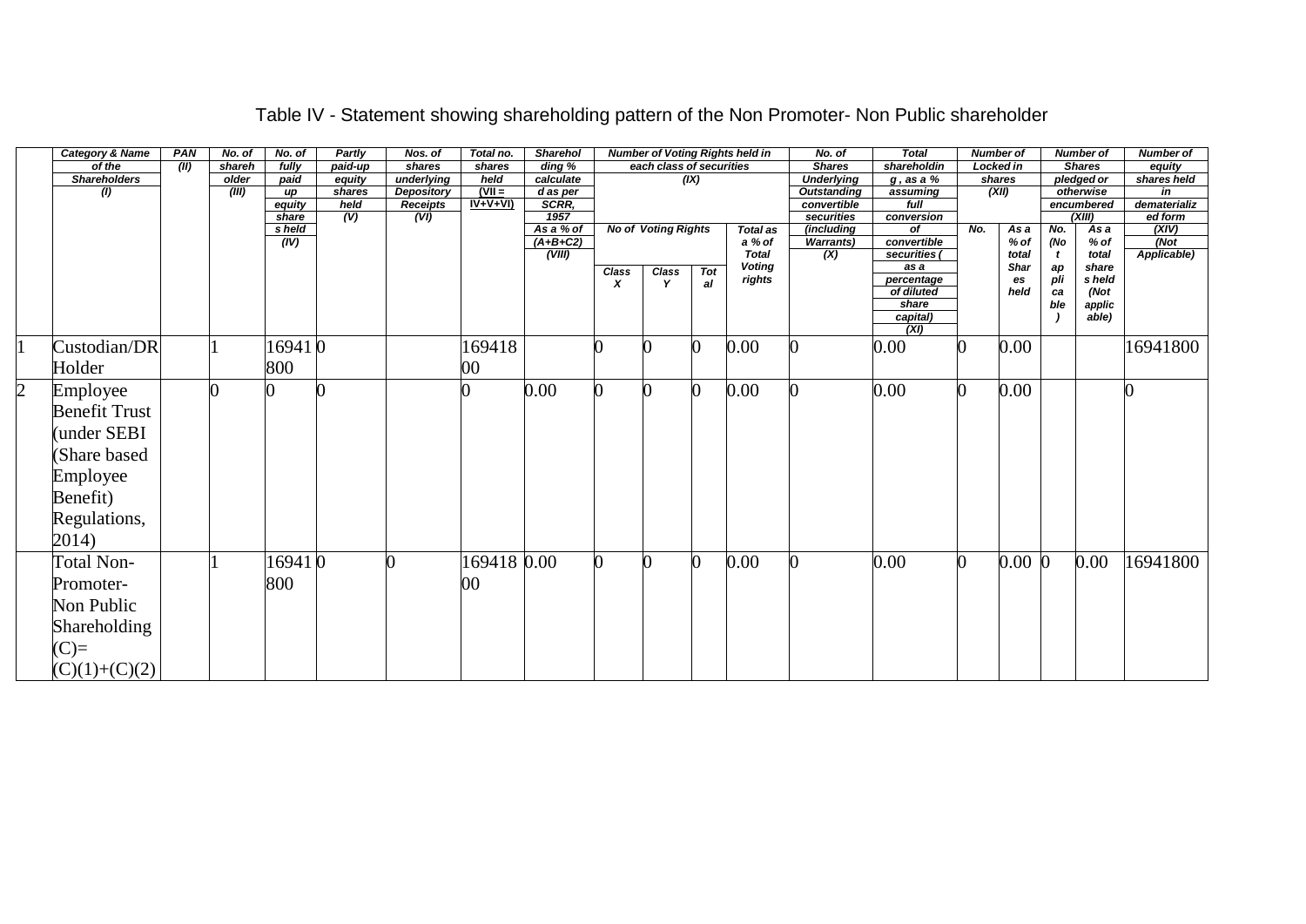# Table IV - Statement showing shareholding pattern of the Non Promoter- Non Public shareholder

| | Category & Name of the Shareholders (I) | PAN (II) | No. of shareholder (III) | No. of fully paid up equity shares held (IV) | Partly paid-up equity shares held (V) | Nos. of shares underlying Depository Receipts (VI) | Total no. shares held (VII = IV+V+VI) | Shareholding % calculated as per SCRR, 1957 As a % of (A+B+C2) (VIII) | Number of Voting Rights held in each class of securities (IX) | | | | No. of Shares Underlying Outstanding convertible securities (including Warrants) (X) | Total shareholding , as a % assuming full conversion of convertible securities ( as a percentage of diluted share capital) (XI) | Number of Locked in shares (XII) | | Number of Shares pledged or otherwise encumbered (XIII) | | Number of equity shares held in dematerialized form (XIV) (Not Applicable) |
|---|---|---|---|---|---|---|---|---|---|---|---|---|---|---|---|---|---|---|---|
| | | | | | | | | | No of Voting Rights | | | Total as a % of Total Voting rights | | | No. | As a % of total Shares held | No. (Not applicable) | As a % of total shares held (Not applicable) | |
| | | | | | | | | | Class X | Class Y | Total | | | | | | | | |
| 1 | Custodian/DR Holder | | 1 | 16941800 | 0 | | 16941800 | | 0 | 0 | 0 | 0.00 | 0 | 0.00 | 0 | 0.00 | | | 16941800 |
| 2 | Employee Benefit Trust (under SEBI (Share based Employee Benefit) Regulations, 2014) | | 0 | 0 | 0 | | 0 | 0.00 | 0 | 0 | 0 | 0.00 | 0 | 0.00 | 0 | 0.00 | | | 0 |
| | Total Non-Promoter- Non Public Shareholding (C)= (C)(1)+(C)(2) | | 1 | 16941800 | 0 | 0 | 16941800 | 0.00 | 0 | 0 | 0 | 0.00 | 0 | 0.00 | 0 | 0.00 | 0 | 0.00 | 16941800 |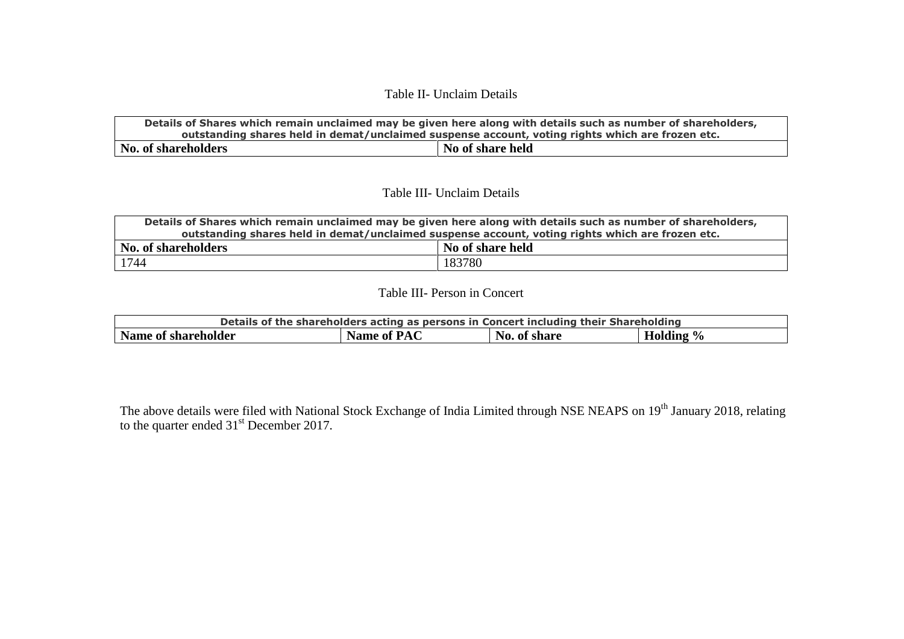Table II- Unclaim Details

| Details of Shares which remain unclaimed may be given here along with details such as number of shareholders, outstanding shares held in demat/unclaimed suspense account, voting rights which are frozen etc. | |
|---|---|
| **No. of shareholders** | **No of share held** |

Table III- Unclaim Details

| Details of Shares which remain unclaimed may be given here along with details such as number of shareholders, outstanding shares held in demat/unclaimed suspense account, voting rights which are frozen etc. | |
|---|---|
| **No. of shareholders** | **No of share held** |
| 1744 | 183780 |

Table III- Person in Concert

| Details of the shareholders acting as persons in Concert including their Shareholding | | | |
|---|---|---|---|
| **Name of shareholder** | **Name of PAC** | **No. of share** | **Holding %** |

The above details were filed with National Stock Exchange of India Limited through NSE NEAPS on 19th January 2018, relating to the quarter ended 31st December 2017.